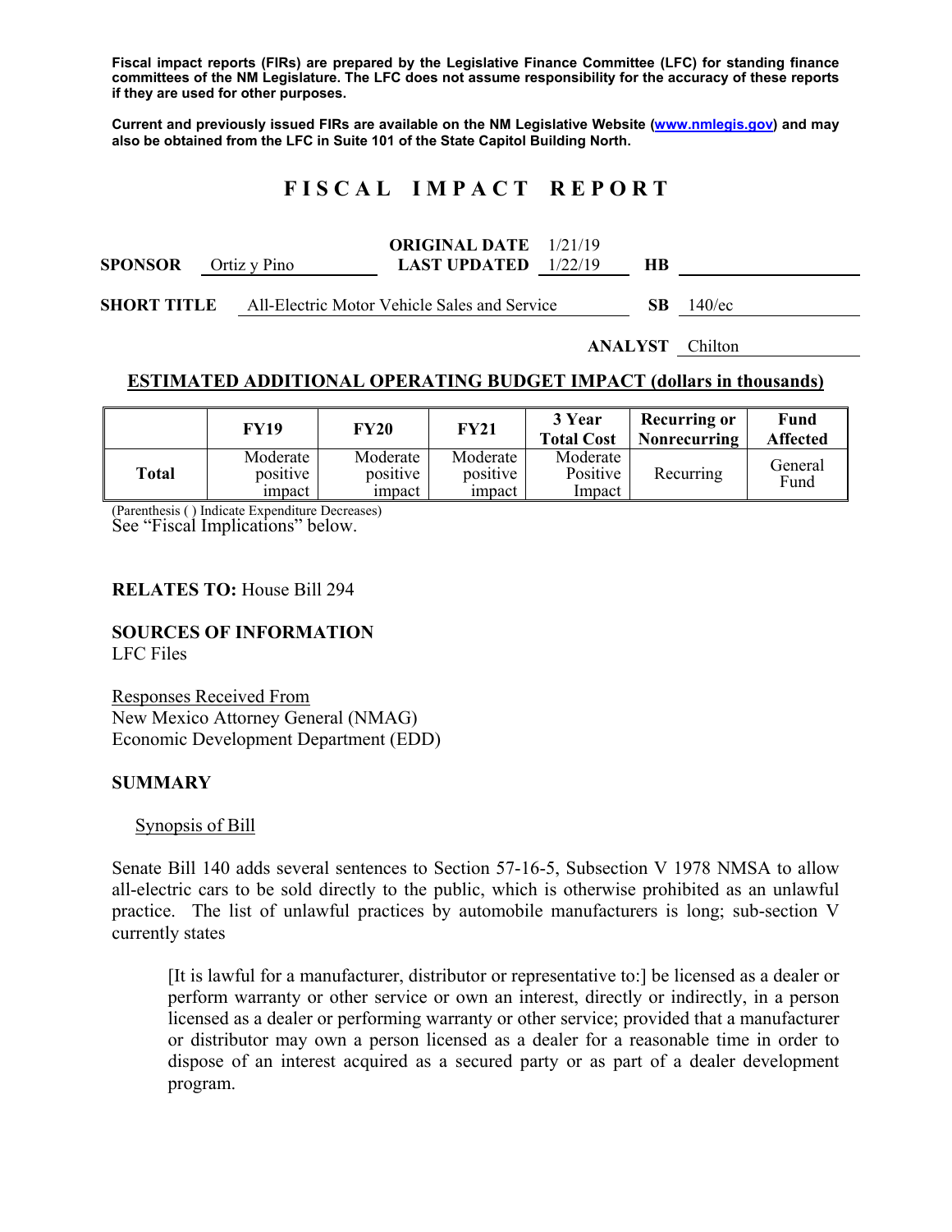**Fiscal impact reports (FIRs) are prepared by the Legislative Finance Committee (LFC) for standing finance committees of the NM Legislature. The LFC does not assume responsibility for the accuracy of these reports if they are used for other purposes.**

**Current and previously issued FIRs are available on the NM Legislative Website (www.nmlegis.gov) and may also be obtained from the LFC in Suite 101 of the State Capitol Building North.**

# F I S C A L   I M P A C T   R E P O R T

| | | | | | |
|---|---|---|---|---|---|
| **SPONSOR** | Ortiz y Pino | **ORIGINAL DATE** / **LAST UPDATED** | 1/21/19 / 1/22/19 | **HB** | |
| **SHORT TITLE** | All-Electric Motor Vehicle Sales and Service | | | **SB** | 140/ec |

**ANALYST** Chilton

## ESTIMATED ADDITIONAL OPERATING BUDGET IMPACT (dollars in thousands)

| | FY19 | FY20 | FY21 | 3 Year Total Cost | Recurring or Nonrecurring | Fund Affected |
|---|---|---|---|---|---|---|
| **Total** | Moderate positive impact | Moderate positive impact | Moderate positive impact | Moderate Positive Impact | Recurring | General Fund |

(Parenthesis ( ) Indicate Expenditure Decreases)
See "Fiscal Implications" below.

**RELATES TO:** House Bill 294

**SOURCES OF INFORMATION**
LFC Files

Responses Received From
New Mexico Attorney General (NMAG)
Economic Development Department (EDD)

## SUMMARY

Synopsis of Bill

Senate Bill 140 adds several sentences to Section 57-16-5, Subsection V 1978 NMSA to allow all-electric cars to be sold directly to the public, which is otherwise prohibited as an unlawful practice. The list of unlawful practices by automobile manufacturers is long; sub-section V currently states

> [It is lawful for a manufacturer, distributor or representative to:] be licensed as a dealer or perform warranty or other service or own an interest, directly or indirectly, in a person licensed as a dealer or performing warranty or other service; provided that a manufacturer or distributor may own a person licensed as a dealer for a reasonable time in order to dispose of an interest acquired as a secured party or as part of a dealer development program.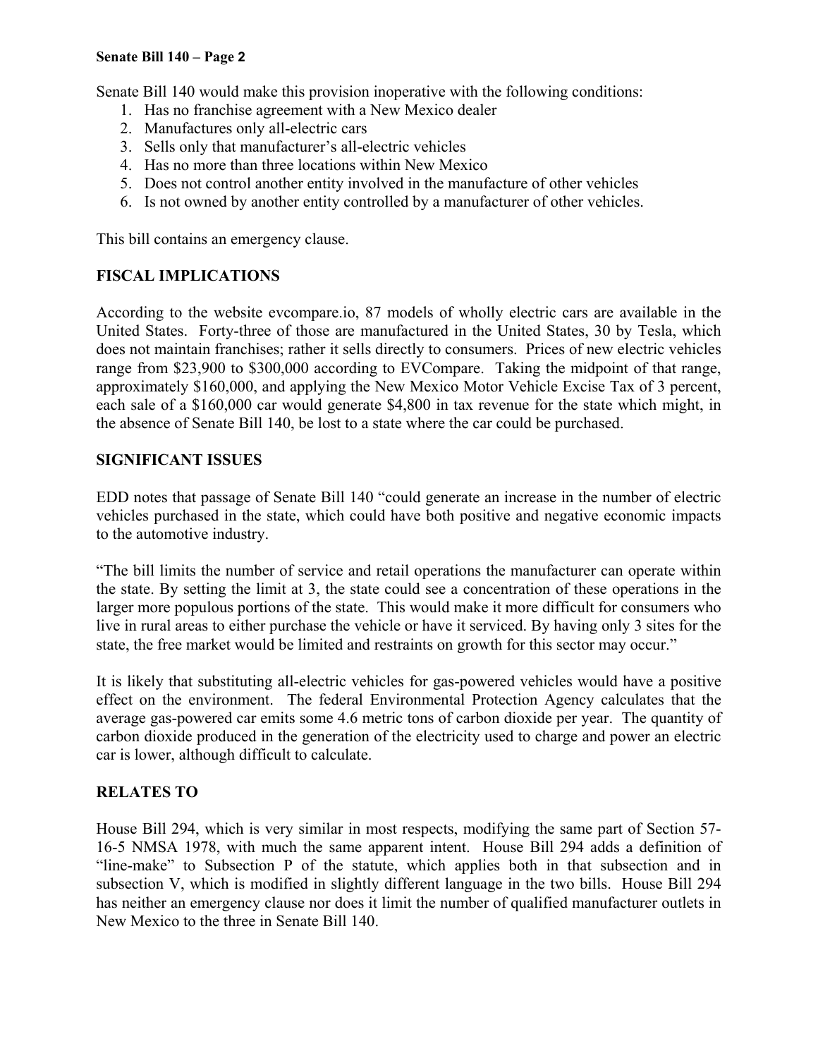Senate Bill 140 would make this provision inoperative with the following conditions:

1. Has no franchise agreement with a New Mexico dealer
2. Manufactures only all-electric cars
3. Sells only that manufacturer's all-electric vehicles
4. Has no more than three locations within New Mexico
5. Does not control another entity involved in the manufacture of other vehicles
6. Is not owned by another entity controlled by a manufacturer of other vehicles.

This bill contains an emergency clause.

## FISCAL IMPLICATIONS

According to the website evcompare.io, 87 models of wholly electric cars are available in the United States. Forty-three of those are manufactured in the United States, 30 by Tesla, which does not maintain franchises; rather it sells directly to consumers. Prices of new electric vehicles range from $23,900 to $300,000 according to EVCompare. Taking the midpoint of that range, approximately $160,000, and applying the New Mexico Motor Vehicle Excise Tax of 3 percent, each sale of a $160,000 car would generate $4,800 in tax revenue for the state which might, in the absence of Senate Bill 140, be lost to a state where the car could be purchased.

## SIGNIFICANT ISSUES

EDD notes that passage of Senate Bill 140 "could generate an increase in the number of electric vehicles purchased in the state, which could have both positive and negative economic impacts to the automotive industry.

"The bill limits the number of service and retail operations the manufacturer can operate within the state. By setting the limit at 3, the state could see a concentration of these operations in the larger more populous portions of the state. This would make it more difficult for consumers who live in rural areas to either purchase the vehicle or have it serviced. By having only 3 sites for the state, the free market would be limited and restraints on growth for this sector may occur."

It is likely that substituting all-electric vehicles for gas-powered vehicles would have a positive effect on the environment. The federal Environmental Protection Agency calculates that the average gas-powered car emits some 4.6 metric tons of carbon dioxide per year. The quantity of carbon dioxide produced in the generation of the electricity used to charge and power an electric car is lower, although difficult to calculate.

## RELATES TO

House Bill 294, which is very similar in most respects, modifying the same part of Section 57-16-5 NMSA 1978, with much the same apparent intent. House Bill 294 adds a definition of "line-make" to Subsection P of the statute, which applies both in that subsection and in subsection V, which is modified in slightly different language in the two bills. House Bill 294 has neither an emergency clause nor does it limit the number of qualified manufacturer outlets in New Mexico to the three in Senate Bill 140.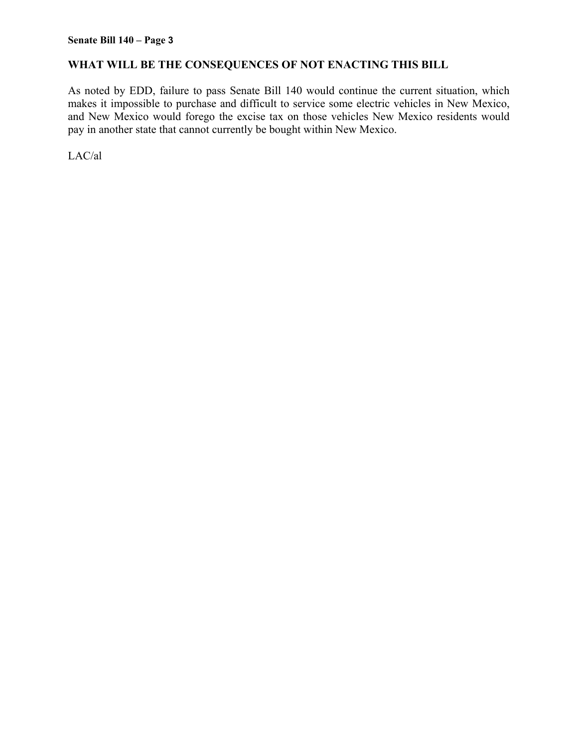## WHAT WILL BE THE CONSEQUENCES OF NOT ENACTING THIS BILL

As noted by EDD, failure to pass Senate Bill 140 would continue the current situation, which makes it impossible to purchase and difficult to service some electric vehicles in New Mexico, and New Mexico would forego the excise tax on those vehicles New Mexico residents would pay in another state that cannot currently be bought within New Mexico.

LAC/al